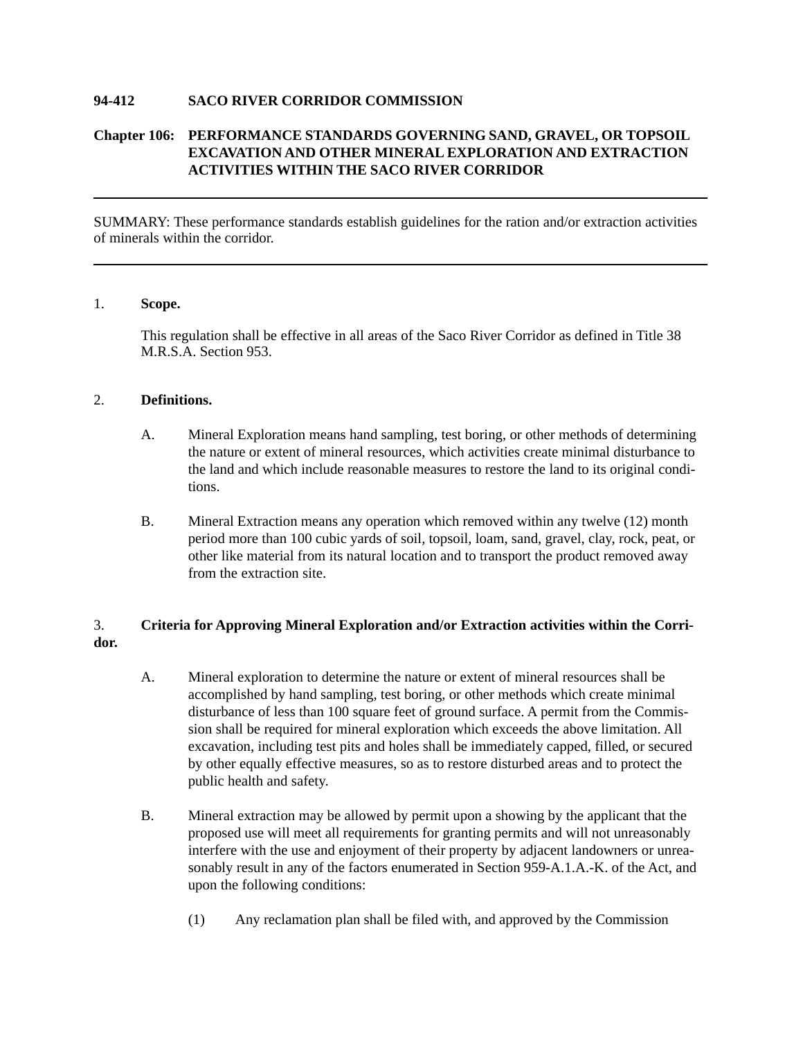**94-412 SACO RIVER CORRIDOR COMMISSION**

**Chapter 106: PERFORMANCE STANDARDS GOVERNING SAND, GRAVEL, OR TOPSOIL EXCAVATION AND OTHER MINERAL EXPLORATION AND EXTRACTION ACTIVITIES WITHIN THE SACO RIVER CORRIDOR**

---

SUMMARY: These performance standards establish guidelines for the ration and/or extraction activities of minerals within the corridor.

---

1. **Scope.**

   This regulation shall be effective in all areas of the Saco River Corridor as defined in Title 38 M.R.S.A. Section 953.

2. **Definitions.**

   A. Mineral Exploration means hand sampling, test boring, or other methods of determining the nature or extent of mineral resources, which activities create minimal disturbance to the land and which include reasonable measures to restore the land to its original conditions.

   B. Mineral Extraction means any operation which removed within any twelve (12) month period more than 100 cubic yards of soil, topsoil, loam, sand, gravel, clay, rock, peat, or other like material from its natural location and to transport the product removed away from the extraction site.

3. **Criteria for Approving Mineral Exploration and/or Extraction activities within the Corridor.**

   A. Mineral exploration to determine the nature or extent of mineral resources shall be accomplished by hand sampling, test boring, or other methods which create minimal disturbance of less than 100 square feet of ground surface. A permit from the Commission shall be required for mineral exploration which exceeds the above limitation. All excavation, including test pits and holes shall be immediately capped, filled, or secured by other equally effective measures, so as to restore disturbed areas and to protect the public health and safety.

   B. Mineral extraction may be allowed by permit upon a showing by the applicant that the proposed use will meet all requirements for granting permits and will not unreasonably interfere with the use and enjoyment of their property by adjacent landowners or unreasonably result in any of the factors enumerated in Section 959-A.1.A.-K. of the Act, and upon the following conditions:

      (1) Any reclamation plan shall be filed with, and approved by the Commission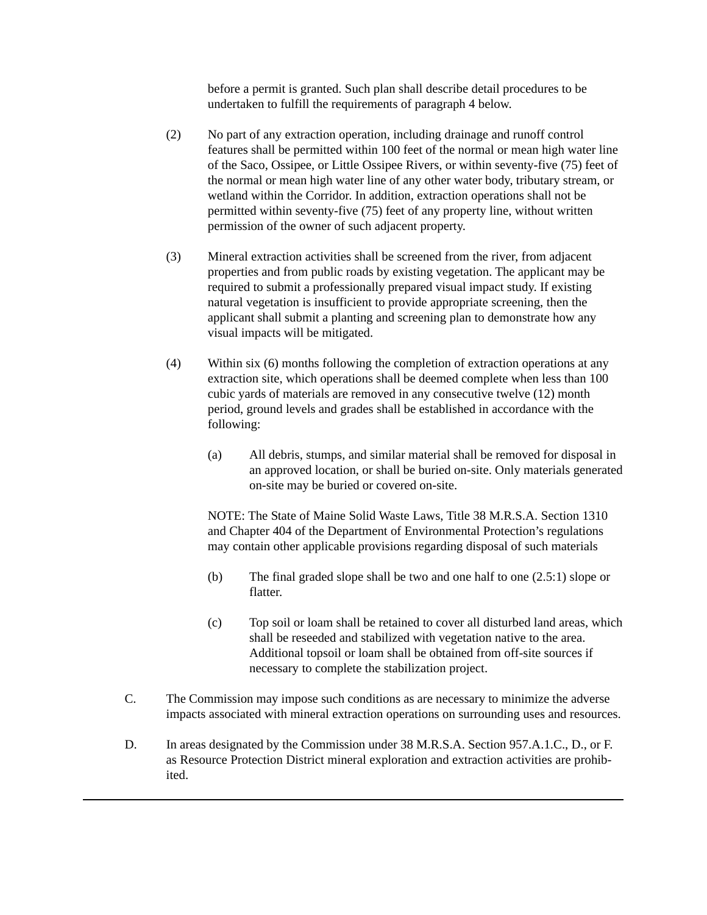before a permit is granted. Such plan shall describe detail procedures to be undertaken to fulfill the requirements of paragraph 4 below.

(2) No part of any extraction operation, including drainage and runoff control features shall be permitted within 100 feet of the normal or mean high water line of the Saco, Ossipee, or Little Ossipee Rivers, or within seventy-five (75) feet of the normal or mean high water line of any other water body, tributary stream, or wetland within the Corridor. In addition, extraction operations shall not be permitted within seventy-five (75) feet of any property line, without written permission of the owner of such adjacent property.

(3) Mineral extraction activities shall be screened from the river, from adjacent properties and from public roads by existing vegetation. The applicant may be required to submit a professionally prepared visual impact study. If existing natural vegetation is insufficient to provide appropriate screening, then the applicant shall submit a planting and screening plan to demonstrate how any visual impacts will be mitigated.

(4) Within six (6) months following the completion of extraction operations at any extraction site, which operations shall be deemed complete when less than 100 cubic yards of materials are removed in any consecutive twelve (12) month period, ground levels and grades shall be established in accordance with the following:

(a) All debris, stumps, and similar material shall be removed for disposal in an approved location, or shall be buried on-site. Only materials generated on-site may be buried or covered on-site.

NOTE: The State of Maine Solid Waste Laws, Title 38 M.R.S.A. Section 1310 and Chapter 404 of the Department of Environmental Protection's regulations may contain other applicable provisions regarding disposal of such materials

(b) The final graded slope shall be two and one half to one (2.5:1) slope or flatter.

(c) Top soil or loam shall be retained to cover all disturbed land areas, which shall be reseeded and stabilized with vegetation native to the area. Additional topsoil or loam shall be obtained from off-site sources if necessary to complete the stabilization project.

C. The Commission may impose such conditions as are necessary to minimize the adverse impacts associated with mineral extraction operations on surrounding uses and resources.

D. In areas designated by the Commission under 38 M.R.S.A. Section 957.A.1.C., D., or F. as Resource Protection District mineral exploration and extraction activities are prohibited.

---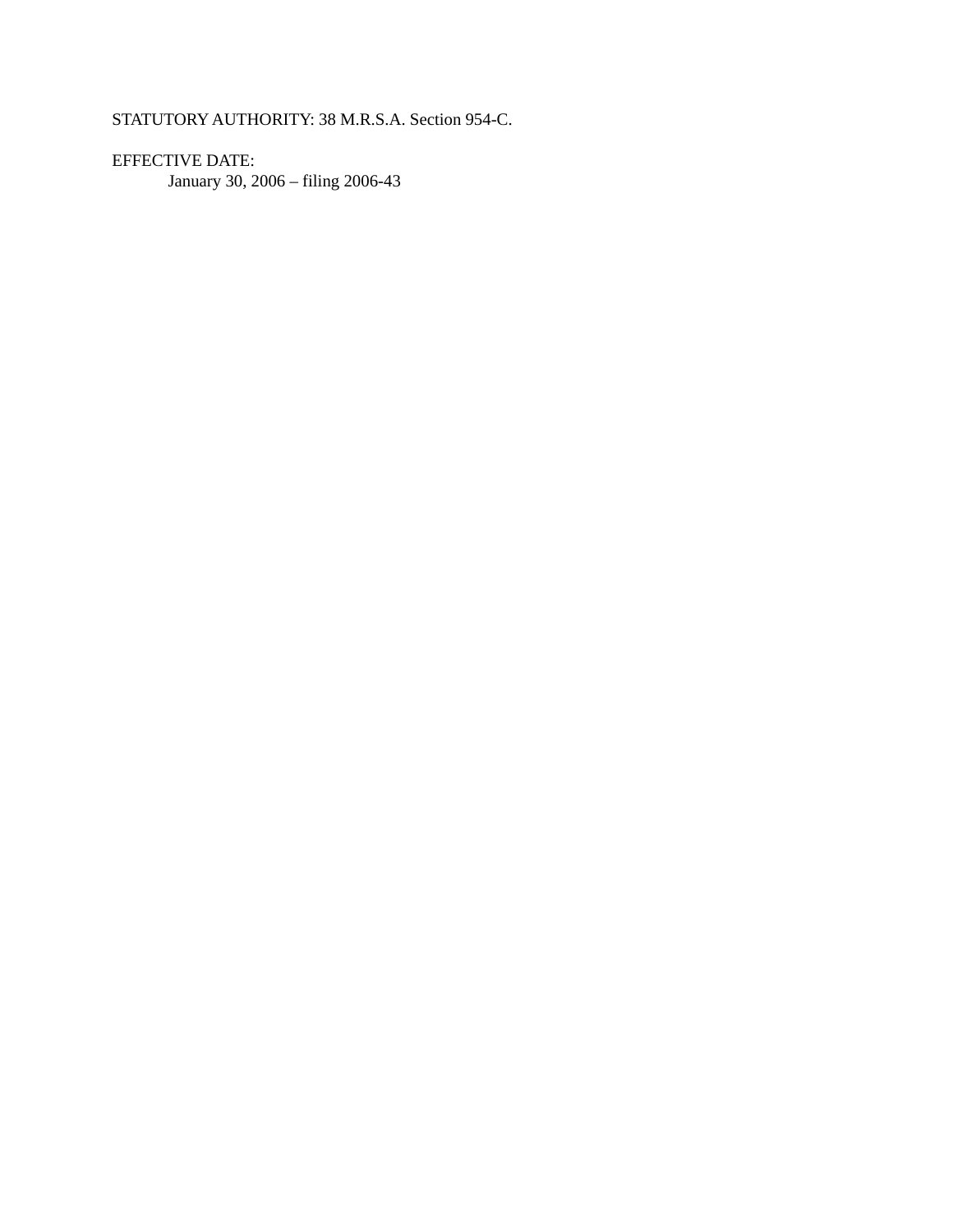STATUTORY AUTHORITY: 38 M.R.S.A. Section 954-C.

EFFECTIVE DATE:

January 30, 2006 – filing 2006-43